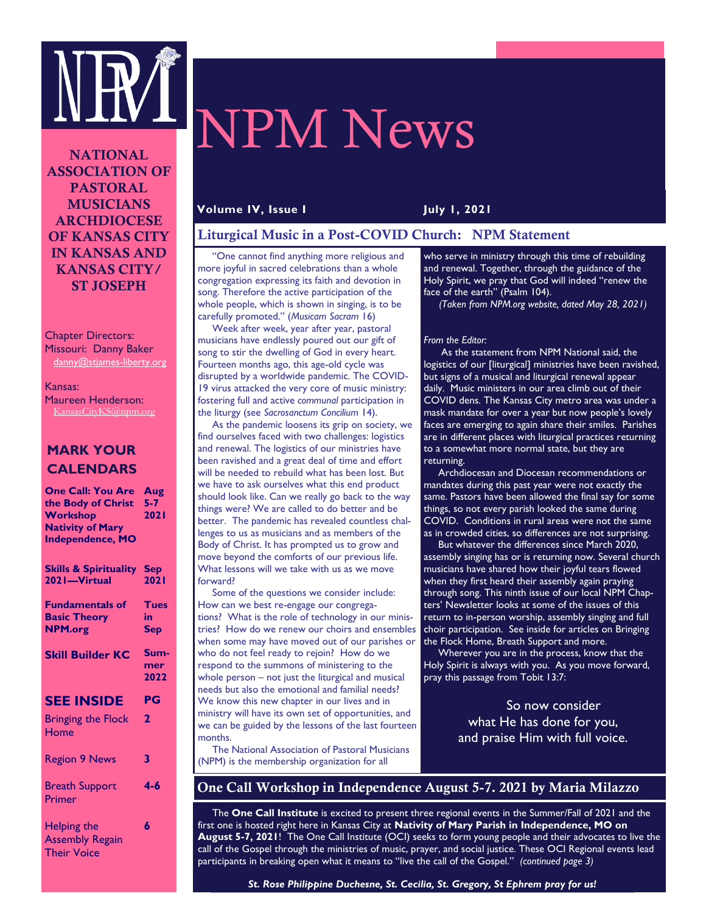# NPM News

**NATIONAL ASSOCIATION OF PASTORAL MUSICIANS ARCHDIOCESE OF KANSAS CITY IN KANSAS AND KANSAS CITY/ ST JOSEPH**

Chapter Directors:
Missouri: Danny Baker
danny@stjames-liberty.org

Kansas:
Maureen Henderson:
KansasCityKS@npm.org

## MARK YOUR CALENDARS

| | |
|---|---|
| **One Call: You Are the Body of Christ Workshop Nativity of Mary Independence, MO** | **Aug 5-7 2021** |
| **Skills & Spirituality 2021—Virtual** | **Sep 2021** |
| **Fundamentals of Basic Theory NPM.org** | **Tues in Sep** |
| **Skill Builder KC** | **Summer 2022** |

## SEE INSIDE

| | PG |
|---|---|
| Bringing the Flock Home | 2 |
| Region 9 News | 3 |
| Breath Support Primer | 4-6 |
| Helping the Assembly Regain Their Voice | 6 |

**Volume IV, Issue 1** **July 1, 2021**

## Liturgical Music in a Post-COVID Church: NPM Statement

"One cannot find anything more religious and more joyful in sacred celebrations than a whole congregation expressing its faith and devotion in song. Therefore the active participation of the whole people, which is shown in singing, is to be carefully promoted." (*Musicam Sacram* 16)

Week after week, year after year, pastoral musicians have endlessly poured out our gift of song to stir the dwelling of God in every heart. Fourteen months ago, this age-old cycle was disrupted by a worldwide pandemic. The COVID-19 virus attacked the very core of music ministry: fostering full and active *communal* participation in the liturgy (see *Sacrosanctum Concilium* 14).

As the pandemic loosens its grip on society, we find ourselves faced with two challenges: logistics and renewal. The logistics of our ministries have been ravished and a great deal of time and effort will be needed to rebuild what has been lost. But we have to ask ourselves what this end product should look like. Can we really go back to the way things were? We are called to do better and be better. The pandemic has revealed countless challenges to us as musicians and as members of the Body of Christ. It has prompted us to grow and move beyond the comforts of our previous life. What lessons will we take with us as we move forward?

Some of the questions we consider include: How can we best re-engage our congregations? What is the role of technology in our ministries? How do we renew our choirs and ensembles when some may have moved out of our parishes or who do not feel ready to rejoin? How do we respond to the summons of ministering to the whole person – not just the liturgical and musical needs but also the emotional and familial needs? We know this new chapter in our lives and in ministry will have its own set of opportunities, and we can be guided by the lessons of the last fourteen months.

The National Association of Pastoral Musicians (NPM) is the membership organization for all who serve in ministry through this time of rebuilding and renewal. Together, through the guidance of the Holy Spirit, we pray that God will indeed "renew the face of the earth" (Psalm 104).

*(Taken from NPM.org website, dated May 28, 2021)*

*From the Editor:*

As the statement from NPM National said, the logistics of our [liturgical] ministries have been ravished, but signs of a musical and liturgical renewal appear daily. Music ministers in our area climb out of their COVID dens. The Kansas City metro area was under a mask mandate for over a year but now people's lovely faces are emerging to again share their smiles. Parishes are in different places with liturgical practices returning to a somewhat more normal state, but they are returning.

Archdiocesan and Diocesan recommendations or mandates during this past year were not exactly the same. Pastors have been allowed the final say for some things, so not every parish looked the same during COVID. Conditions in rural areas were not the same as in crowded cities, so differences are not surprising.

But whatever the differences since March 2020, assembly singing has or is returning now. Several church musicians have shared how their joyful tears flowed when they first heard their assembly again praying through song. This ninth issue of our local NPM Chapters' Newsletter looks at some of the issues of this return to in-person worship, assembly singing and full choir participation. See inside for articles on Bringing the Flock Home, Breath Support and more.

Wherever you are in the process, know that the Holy Spirit is always with you. As you move forward, pray this passage from Tobit 13:7:

So now consider
what He has done for you,
and praise Him with full voice.

## One Call Workshop in Independence August 5-7. 2021 by Maria Milazzo

The **One Call Institute** is excited to present three regional events in the Summer/Fall of 2021 and the first one is hosted right here in Kansas City at **Nativity of Mary Parish in Independence, MO on August 5-7, 2021**! The One Call Institute (OCI) seeks to form young people and their advocates to live the call of the Gospel through the ministries of music, prayer, and social justice. These OCI Regional events lead participants in breaking open what it means to "live the call of the Gospel." *(continued page 3)*

***St. Rose Philippine Duchesne, St. Cecilia, St. Gregory, St Ephrem pray for us!***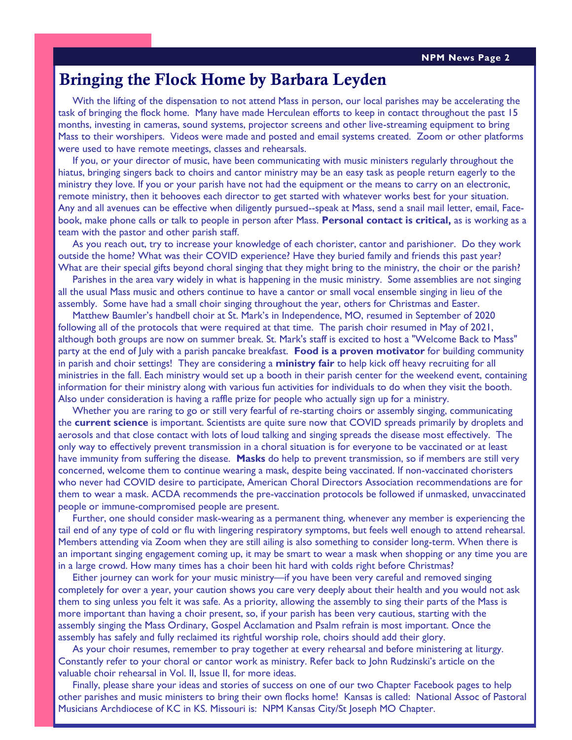# Bringing the Flock Home by Barbara Leyden

With the lifting of the dispensation to not attend Mass in person, our local parishes may be accelerating the task of bringing the flock home. Many have made Herculean efforts to keep in contact throughout the past 15 months, investing in cameras, sound systems, projector screens and other live-streaming equipment to bring Mass to their worshipers. Videos were made and posted and email systems created. Zoom or other platforms were used to have remote meetings, classes and rehearsals.

If you, or your director of music, have been communicating with music ministers regularly throughout the hiatus, bringing singers back to choirs and cantor ministry may be an easy task as people return eagerly to the ministry they love. If you or your parish have not had the equipment or the means to carry on an electronic, remote ministry, then it behooves each director to get started with whatever works best for your situation. Any and all avenues can be effective when diligently pursued--speak at Mass, send a snail mail letter, email, Facebook, make phone calls or talk to people in person after Mass. **Personal contact is critical,** as is working as a team with the pastor and other parish staff.

As you reach out, try to increase your knowledge of each chorister, cantor and parishioner. Do they work outside the home? What was their COVID experience? Have they buried family and friends this past year? What are their special gifts beyond choral singing that they might bring to the ministry, the choir or the parish?

Parishes in the area vary widely in what is happening in the music ministry. Some assemblies are not singing all the usual Mass music and others continue to have a cantor or small vocal ensemble singing in lieu of the assembly. Some have had a small choir singing throughout the year, others for Christmas and Easter.

Matthew Baumler's handbell choir at St. Mark's in Independence, MO, resumed in September of 2020 following all of the protocols that were required at that time. The parish choir resumed in May of 2021, although both groups are now on summer break. St. Mark's staff is excited to host a "Welcome Back to Mass" party at the end of July with a parish pancake breakfast. **Food is a proven motivator** for building community in parish and choir settings! They are considering a **ministry fair** to help kick off heavy recruiting for all ministries in the fall. Each ministry would set up a booth in their parish center for the weekend event, containing information for their ministry along with various fun activities for individuals to do when they visit the booth. Also under consideration is having a raffle prize for people who actually sign up for a ministry.

Whether you are raring to go or still very fearful of re-starting choirs or assembly singing, communicating the **current science** is important. Scientists are quite sure now that COVID spreads primarily by droplets and aerosols and that close contact with lots of loud talking and singing spreads the disease most effectively. The only way to effectively prevent transmission in a choral situation is for everyone to be vaccinated or at least have immunity from suffering the disease. **Masks** do help to prevent transmission, so if members are still very concerned, welcome them to continue wearing a mask, despite being vaccinated. If non-vaccinated choristers who never had COVID desire to participate, American Choral Directors Association recommendations are for them to wear a mask. ACDA recommends the pre-vaccination protocols be followed if unmasked, unvaccinated people or immune-compromised people are present.

Further, one should consider mask-wearing as a permanent thing, whenever any member is experiencing the tail end of any type of cold or flu with lingering respiratory symptoms, but feels well enough to attend rehearsal. Members attending via Zoom when they are still ailing is also something to consider long-term. When there is an important singing engagement coming up, it may be smart to wear a mask when shopping or any time you are in a large crowd. How many times has a choir been hit hard with colds right before Christmas?

Either journey can work for your music ministry—if you have been very careful and removed singing completely for over a year, your caution shows you care very deeply about their health and you would not ask them to sing unless you felt it was safe. As a priority, allowing the assembly to sing their parts of the Mass is more important than having a choir present, so, if your parish has been very cautious, starting with the assembly singing the Mass Ordinary, Gospel Acclamation and Psalm refrain is most important. Once the assembly has safely and fully reclaimed its rightful worship role, choirs should add their glory.

As your choir resumes, remember to pray together at every rehearsal and before ministering at liturgy. Constantly refer to your choral or cantor work as ministry. Refer back to John Rudzinski's article on the valuable choir rehearsal in Vol. II, Issue II, for more ideas.

Finally, please share your ideas and stories of success on one of our two Chapter Facebook pages to help other parishes and music ministers to bring their own flocks home! Kansas is called: National Assoc of Pastoral Musicians Archdiocese of KC in KS. Missouri is: NPM Kansas City/St Joseph MO Chapter.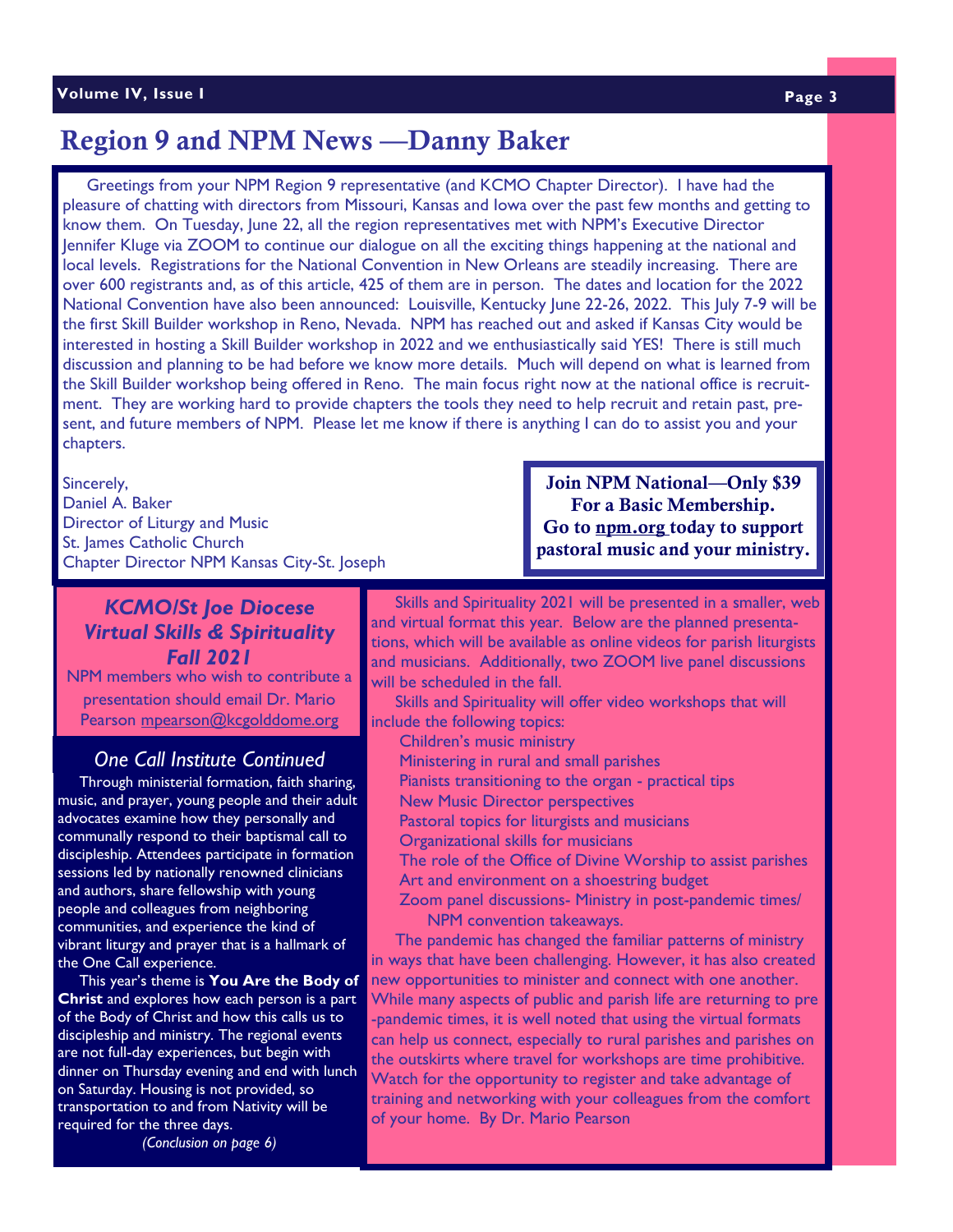# Region 9 and NPM News —Danny Baker

Greetings from your NPM Region 9 representative (and KCMO Chapter Director). I have had the pleasure of chatting with directors from Missouri, Kansas and Iowa over the past few months and getting to know them. On Tuesday, June 22, all the region representatives met with NPM's Executive Director Jennifer Kluge via ZOOM to continue our dialogue on all the exciting things happening at the national and local levels. Registrations for the National Convention in New Orleans are steadily increasing. There are over 600 registrants and, as of this article, 425 of them are in person. The dates and location for the 2022 National Convention have also been announced: Louisville, Kentucky June 22-26, 2022. This July 7-9 will be the first Skill Builder workshop in Reno, Nevada. NPM has reached out and asked if Kansas City would be interested in hosting a Skill Builder workshop in 2022 and we enthusiastically said YES! There is still much discussion and planning to be had before we know more details. Much will depend on what is learned from the Skill Builder workshop being offered in Reno. The main focus right now at the national office is recruitment. They are working hard to provide chapters the tools they need to help recruit and retain past, present, and future members of NPM. Please let me know if there is anything I can do to assist you and your chapters.

Sincerely,
Daniel A. Baker
Director of Liturgy and Music
St. James Catholic Church
Chapter Director NPM Kansas City-St. Joseph

**Join NPM National—Only $39 For a Basic Membership. Go to npm.org today to support pastoral music and your ministry.**

## *KCMO/St Joe Diocese Virtual Skills & Spirituality Fall 2021*

NPM members who wish to contribute a presentation should email Dr. Mario Pearson mpearson@kcgolddome.org

Skills and Spirituality 2021 will be presented in a smaller, web and virtual format this year. Below are the planned presentations, which will be available as online videos for parish liturgists and musicians. Additionally, two ZOOM live panel discussions will be scheduled in the fall.

Skills and Spirituality will offer video workshops that will include the following topics:

- Children's music ministry
- Ministering in rural and small parishes
- Pianists transitioning to the organ - practical tips
- New Music Director perspectives
- Pastoral topics for liturgists and musicians
- Organizational skills for musicians
- The role of the Office of Divine Worship to assist parishes
- Art and environment on a shoestring budget
- Zoom panel discussions- Ministry in post-pandemic times/ NPM convention takeaways.

The pandemic has changed the familiar patterns of ministry in ways that have been challenging. However, it has also created new opportunities to minister and connect with one another. While many aspects of public and parish life are returning to pre-pandemic times, it is well noted that using the virtual formats can help us connect, especially to rural parishes and parishes on the outskirts where travel for workshops are time prohibitive. Watch for the opportunity to register and take advantage of training and networking with your colleagues from the comfort of your home. By Dr. Mario Pearson

## *One Call Institute Continued*

Through ministerial formation, faith sharing, music, and prayer, young people and their adult advocates examine how they personally and communally respond to their baptismal call to discipleship. Attendees participate in formation sessions led by nationally renowned clinicians and authors, share fellowship with young people and colleagues from neighboring communities, and experience the kind of vibrant liturgy and prayer that is a hallmark of the One Call experience.

This year's theme is **You Are the Body of Christ** and explores how each person is a part of the Body of Christ and how this calls us to discipleship and ministry. The regional events are not full-day experiences, but begin with dinner on Thursday evening and end with lunch on Saturday. Housing is not provided, so transportation to and from Nativity will be required for the three days.

*(Conclusion on page 6)*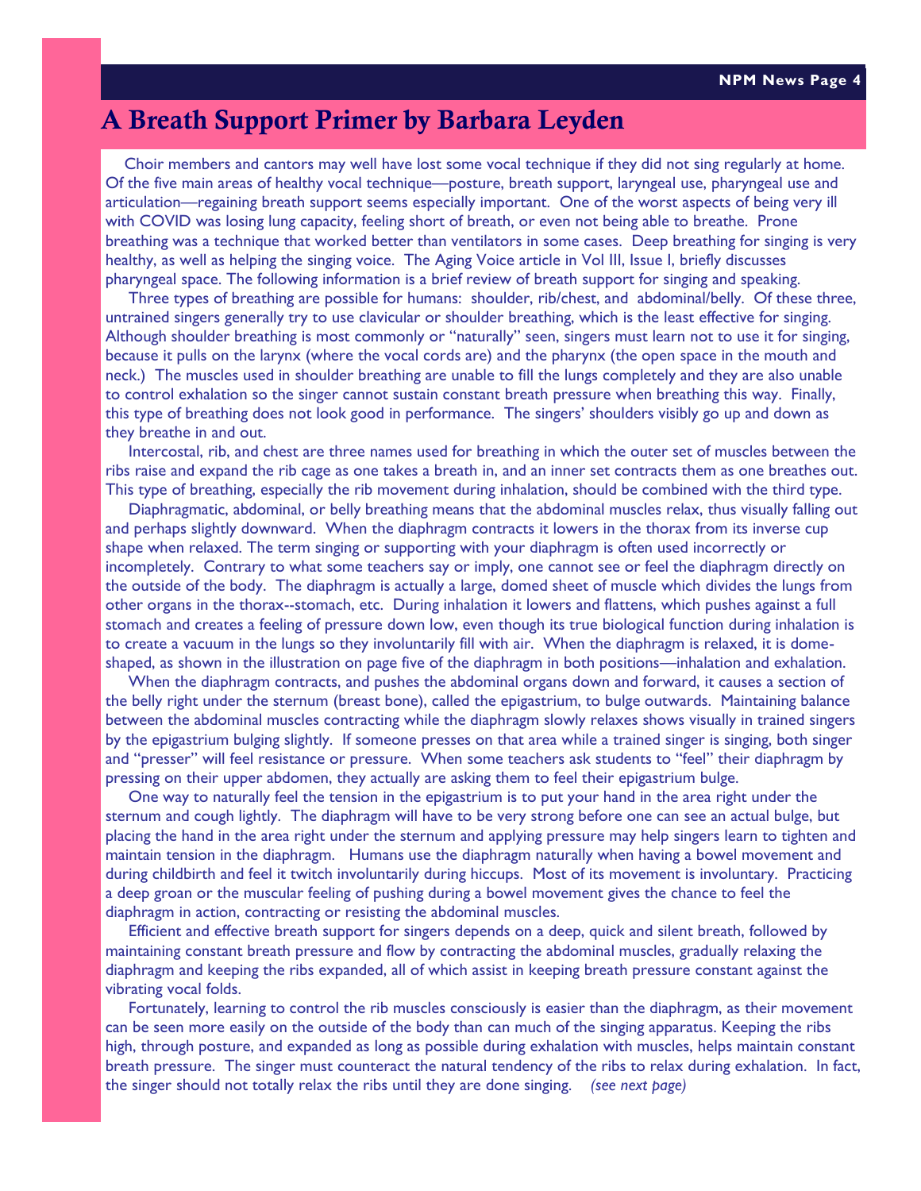# A Breath Support Primer by Barbara Leyden

Choir members and cantors may well have lost some vocal technique if they did not sing regularly at home. Of the five main areas of healthy vocal technique—posture, breath support, laryngeal use, pharyngeal use and articulation—regaining breath support seems especially important. One of the worst aspects of being very ill with COVID was losing lung capacity, feeling short of breath, or even not being able to breathe. Prone breathing was a technique that worked better than ventilators in some cases. Deep breathing for singing is very healthy, as well as helping the singing voice. The Aging Voice article in Vol III, Issue I, briefly discusses pharyngeal space. The following information is a brief review of breath support for singing and speaking.

Three types of breathing are possible for humans: shoulder, rib/chest, and abdominal/belly. Of these three, untrained singers generally try to use clavicular or shoulder breathing, which is the least effective for singing. Although shoulder breathing is most commonly or "naturally" seen, singers must learn not to use it for singing, because it pulls on the larynx (where the vocal cords are) and the pharynx (the open space in the mouth and neck.) The muscles used in shoulder breathing are unable to fill the lungs completely and they are also unable to control exhalation so the singer cannot sustain constant breath pressure when breathing this way. Finally, this type of breathing does not look good in performance. The singers' shoulders visibly go up and down as they breathe in and out.

Intercostal, rib, and chest are three names used for breathing in which the outer set of muscles between the ribs raise and expand the rib cage as one takes a breath in, and an inner set contracts them as one breathes out. This type of breathing, especially the rib movement during inhalation, should be combined with the third type.

Diaphragmatic, abdominal, or belly breathing means that the abdominal muscles relax, thus visually falling out and perhaps slightly downward. When the diaphragm contracts it lowers in the thorax from its inverse cup shape when relaxed. The term singing or supporting with your diaphragm is often used incorrectly or incompletely. Contrary to what some teachers say or imply, one cannot see or feel the diaphragm directly on the outside of the body. The diaphragm is actually a large, domed sheet of muscle which divides the lungs from other organs in the thorax--stomach, etc. During inhalation it lowers and flattens, which pushes against a full stomach and creates a feeling of pressure down low, even though its true biological function during inhalation is to create a vacuum in the lungs so they involuntarily fill with air. When the diaphragm is relaxed, it is dome-shaped, as shown in the illustration on page five of the diaphragm in both positions—inhalation and exhalation.

When the diaphragm contracts, and pushes the abdominal organs down and forward, it causes a section of the belly right under the sternum (breast bone), called the epigastrium, to bulge outwards. Maintaining balance between the abdominal muscles contracting while the diaphragm slowly relaxes shows visually in trained singers by the epigastrium bulging slightly. If someone presses on that area while a trained singer is singing, both singer and "presser" will feel resistance or pressure. When some teachers ask students to "feel" their diaphragm by pressing on their upper abdomen, they actually are asking them to feel their epigastrium bulge.

One way to naturally feel the tension in the epigastrium is to put your hand in the area right under the sternum and cough lightly. The diaphragm will have to be very strong before one can see an actual bulge, but placing the hand in the area right under the sternum and applying pressure may help singers learn to tighten and maintain tension in the diaphragm. Humans use the diaphragm naturally when having a bowel movement and during childbirth and feel it twitch involuntarily during hiccups. Most of its movement is involuntary. Practicing a deep groan or the muscular feeling of pushing during a bowel movement gives the chance to feel the diaphragm in action, contracting or resisting the abdominal muscles.

Efficient and effective breath support for singers depends on a deep, quick and silent breath, followed by maintaining constant breath pressure and flow by contracting the abdominal muscles, gradually relaxing the diaphragm and keeping the ribs expanded, all of which assist in keeping breath pressure constant against the vibrating vocal folds.

Fortunately, learning to control the rib muscles consciously is easier than the diaphragm, as their movement can be seen more easily on the outside of the body than can much of the singing apparatus. Keeping the ribs high, through posture, and expanded as long as possible during exhalation with muscles, helps maintain constant breath pressure. The singer must counteract the natural tendency of the ribs to relax during exhalation. In fact, the singer should not totally relax the ribs until they are done singing. *(see next page)*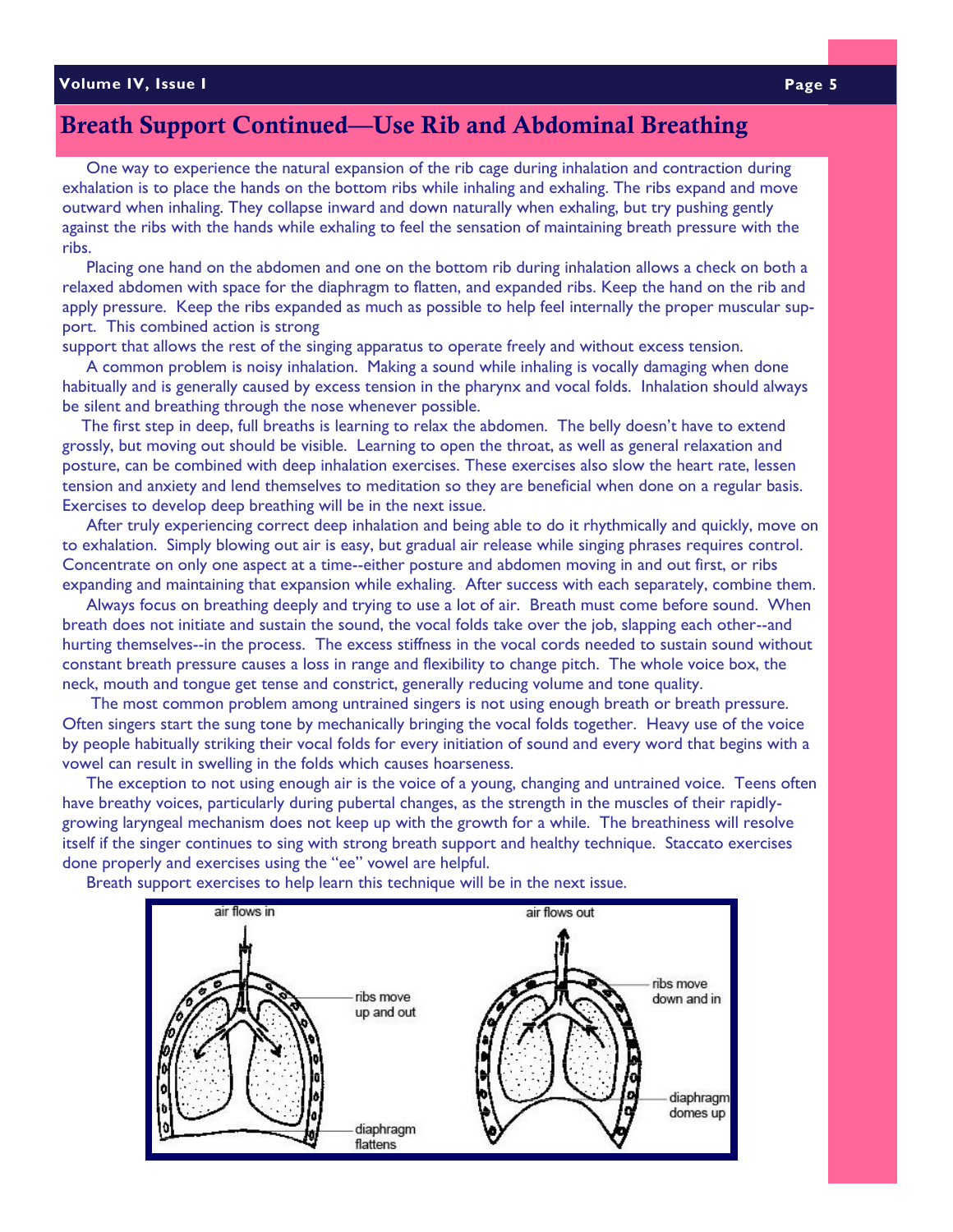## Breath Support Continued—Use Rib and Abdominal Breathing

One way to experience the natural expansion of the rib cage during inhalation and contraction during exhalation is to place the hands on the bottom ribs while inhaling and exhaling. The ribs expand and move outward when inhaling. They collapse inward and down naturally when exhaling, but try pushing gently against the ribs with the hands while exhaling to feel the sensation of maintaining breath pressure with the ribs.

Placing one hand on the abdomen and one on the bottom rib during inhalation allows a check on both a relaxed abdomen with space for the diaphragm to flatten, and expanded ribs. Keep the hand on the rib and apply pressure. Keep the ribs expanded as much as possible to help feel internally the proper muscular support. This combined action is strong support that allows the rest of the singing apparatus to operate freely and without excess tension.

A common problem is noisy inhalation. Making a sound while inhaling is vocally damaging when done habitually and is generally caused by excess tension in the pharynx and vocal folds. Inhalation should always be silent and breathing through the nose whenever possible.

The first step in deep, full breaths is learning to relax the abdomen. The belly doesn't have to extend grossly, but moving out should be visible. Learning to open the throat, as well as general relaxation and posture, can be combined with deep inhalation exercises. These exercises also slow the heart rate, lessen tension and anxiety and lend themselves to meditation so they are beneficial when done on a regular basis. Exercises to develop deep breathing will be in the next issue.

After truly experiencing correct deep inhalation and being able to do it rhythmically and quickly, move on to exhalation. Simply blowing out air is easy, but gradual air release while singing phrases requires control. Concentrate on only one aspect at a time--either posture and abdomen moving in and out first, or ribs expanding and maintaining that expansion while exhaling. After success with each separately, combine them.

Always focus on breathing deeply and trying to use a lot of air. Breath must come before sound. When breath does not initiate and sustain the sound, the vocal folds take over the job, slapping each other--and hurting themselves--in the process. The excess stiffness in the vocal cords needed to sustain sound without constant breath pressure causes a loss in range and flexibility to change pitch. The whole voice box, the neck, mouth and tongue get tense and constrict, generally reducing volume and tone quality.

The most common problem among untrained singers is not using enough breath or breath pressure. Often singers start the sung tone by mechanically bringing the vocal folds together. Heavy use of the voice by people habitually striking their vocal folds for every initiation of sound and every word that begins with a vowel can result in swelling in the folds which causes hoarseness.

The exception to not using enough air is the voice of a young, changing and untrained voice. Teens often have breathy voices, particularly during pubertal changes, as the strength in the muscles of their rapidly-growing laryngeal mechanism does not keep up with the growth for a while. The breathiness will resolve itself if the singer continues to sing with strong breath support and healthy technique. Staccato exercises done properly and exercises using the "ee" vowel are helpful.

Breath support exercises to help learn this technique will be in the next issue.

air flows in — ribs move up and out — diaphragm flattens

air flows out — ribs move down and in — diaphragm domes up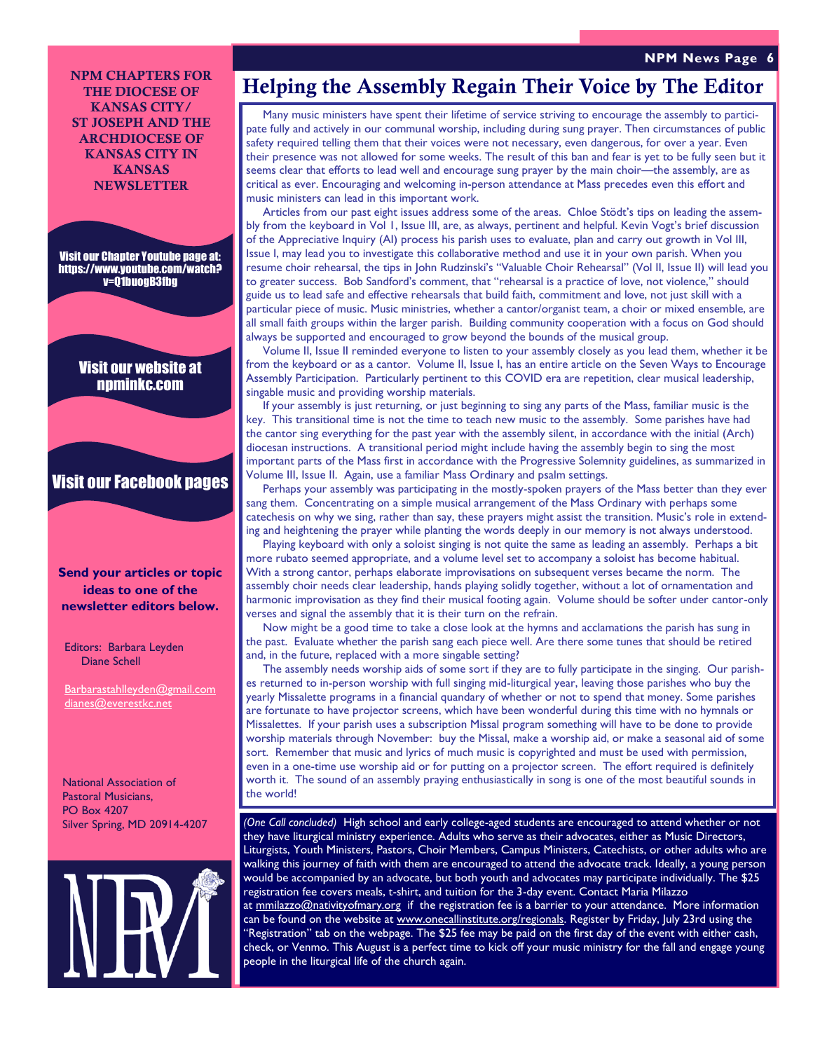# Helping the Assembly Regain Their Voice by The Editor

Many music ministers have spent their lifetime of service striving to encourage the assembly to participate fully and actively in our communal worship, including during sung prayer. Then circumstances of public safety required telling them that their voices were not necessary, even dangerous, for over a year. Even their presence was not allowed for some weeks. The result of this ban and fear is yet to be fully seen but it seems clear that efforts to lead well and encourage sung prayer by the main choir—the assembly, are as critical as ever. Encouraging and welcoming in-person attendance at Mass precedes even this effort and music ministers can lead in this important work.

Articles from our past eight issues address some of the areas. Chloe Stödt's tips on leading the assembly from the keyboard in Vol 1, Issue III, are, as always, pertinent and helpful. Kevin Vogt's brief discussion of the Appreciative Inquiry (AI) process his parish uses to evaluate, plan and carry out growth in Vol III, Issue I, may lead you to investigate this collaborative method and use it in your own parish. When you resume choir rehearsal, the tips in John Rudzinski's "Valuable Choir Rehearsal" (Vol II, Issue II) will lead you to greater success. Bob Sandford's comment, that "rehearsal is a practice of love, not violence," should guide us to lead safe and effective rehearsals that build faith, commitment and love, not just skill with a particular piece of music. Music ministries, whether a cantor/organist team, a choir or mixed ensemble, are all small faith groups within the larger parish. Building community cooperation with a focus on God should always be supported and encouraged to grow beyond the bounds of the musical group.

Volume II, Issue II reminded everyone to listen to your assembly closely as you lead them, whether it be from the keyboard or as a cantor. Volume II, Issue I, has an entire article on the Seven Ways to Encourage Assembly Participation. Particularly pertinent to this COVID era are repetition, clear musical leadership, singable music and providing worship materials.

If your assembly is just returning, or just beginning to sing any parts of the Mass, familiar music is the key. This transitional time is not the time to teach new music to the assembly. Some parishes have had the cantor sing everything for the past year with the assembly silent, in accordance with the initial (Arch) diocesan instructions. A transitional period might include having the assembly begin to sing the most important parts of the Mass first in accordance with the Progressive Solemnity guidelines, as summarized in Volume III, Issue II. Again, use a familiar Mass Ordinary and psalm settings.

Perhaps your assembly was participating in the mostly-spoken prayers of the Mass better than they ever sang them. Concentrating on a simple musical arrangement of the Mass Ordinary with perhaps some catechesis on why we sing, rather than say, these prayers might assist the transition. Music's role in extending and heightening the prayer while planting the words deeply in our memory is not always understood.

Playing keyboard with only a soloist singing is not quite the same as leading an assembly. Perhaps a bit more rubato seemed appropriate, and a volume level set to accompany a soloist has become habitual. With a strong cantor, perhaps elaborate improvisations on subsequent verses became the norm. The assembly choir needs clear leadership, hands playing solidly together, without a lot of ornamentation and harmonic improvisation as they find their musical footing again. Volume should be softer under cantor-only verses and signal the assembly that it is their turn on the refrain.

Now might be a good time to take a close look at the hymns and acclamations the parish has sung in the past. Evaluate whether the parish sang each piece well. Are there some tunes that should be retired and, in the future, replaced with a more singable setting?

The assembly needs worship aids of some sort if they are to fully participate in the singing. Our parishes returned to in-person worship with full singing mid-liturgical year, leaving those parishes who buy the yearly Missalette programs in a financial quandary of whether or not to spend that money. Some parishes are fortunate to have projector screens, which have been wonderful during this time with no hymnals or Missalettes. If your parish uses a subscription Missal program something will have to be done to provide worship materials through November: buy the Missal, make a worship aid, or make a seasonal aid of some sort. Remember that music and lyrics of much music is copyrighted and must be used with permission, even in a one-time use worship aid or for putting on a projector screen. The effort required is definitely worth it. The sound of an assembly praying enthusiastically in song is one of the most beautiful sounds in the world!

*(One Call concluded)* High school and early college-aged students are encouraged to attend whether or not they have liturgical ministry experience. Adults who serve as their advocates, either as Music Directors, Liturgists, Youth Ministers, Pastors, Choir Members, Campus Ministers, Catechists, or other adults who are walking this journey of faith with them are encouraged to attend the advocate track. Ideally, a young person would be accompanied by an advocate, but both youth and advocates may participate individually. The $25 registration fee covers meals, t-shirt, and tuition for the 3-day event. Contact Maria Milazzo at mmilazzo@nativityofmary.org if the registration fee is a barrier to your attendance. More information can be found on the website at www.onecallinstitute.org/regionals. Register by Friday, July 23rd using the "Registration" tab on the webpage. The $25 fee may be paid on the first day of the event with either cash, check, or Venmo. This August is a perfect time to kick off your music ministry for the fall and engage young people in the liturgical life of the church again.

---

**NPM CHAPTERS FOR THE DIOCESE OF KANSAS CITY/ ST JOSEPH AND THE ARCHDIOCESE OF KANSAS CITY IN KANSAS NEWSLETTER**

Visit our Chapter Youtube page at: https://www.youtube.com/watch?v=Q1buogB3fbg

Visit our website at npminkc.com

Visit our Facebook pages

**Send your articles or topic ideas to one of the newsletter editors below.**

Editors: Barbara Leyden
Diane Schell

Barbarastahlleyden@gmail.com
dianes@everestkc.net

National Association of Pastoral Musicians,
PO Box 4207
Silver Spring, MD 20914-4207

NPM